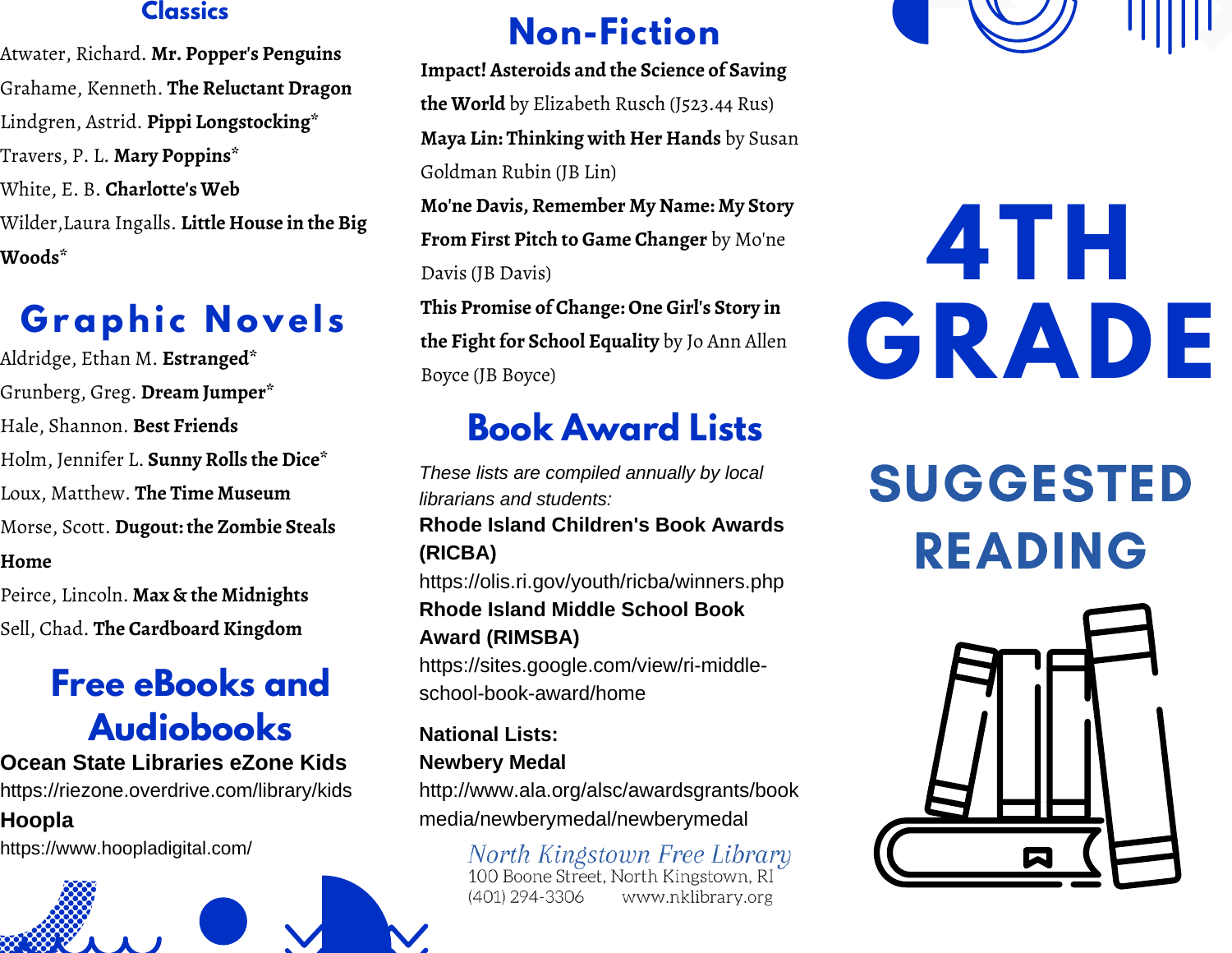## Classics

Atwater, Richard. **Mr. Popper's Penguins**

Grahame, Kenneth. **The Reluctant Dragon**

Lindgren, Astrid. **Pippi Longstocking***

Travers, P. L. **Mary Poppins***

White, E. B. **Charlotte's Web**

Wilder,Laura Ingalls. **Little House in the Big Woods***

## Graphic Novels

Aldridge, Ethan M. **Estranged***

Grunberg, Greg. **Dream Jumper***

Hale, Shannon. **Best Friends**

Holm, Jennifer L. **Sunny Rolls the Dice***

Loux, Matthew. **The Time Museum**

Morse, Scott. **Dugout: the Zombie Steals Home**

Peirce, Lincoln. **Max & the Midnights**

Sell, Chad. **The Cardboard Kingdom**

## Free eBooks and Audiobooks

**Ocean State Libraries eZone Kids**
https://riezone.overdrive.com/library/kids

**Hoopla**
https://www.hoopladigital.com/

## Non-Fiction

**Impact! Asteroids and the Science of Saving the World** by Elizabeth Rusch (J523.44 Rus)

**Maya Lin: Thinking with Her Hands** by Susan Goldman Rubin (JB Lin)

**Mo'ne Davis, Remember My Name: My Story From First Pitch to Game Changer** by Mo'ne Davis (JB Davis)

**This Promise of Change: One Girl's Story in the Fight for School Equality** by Jo Ann Allen Boyce (JB Boyce)

## Book Award Lists

*These lists are compiled annually by local librarians and students:*

**Rhode Island Children's Book Awards (RICBA)**
https://olis.ri.gov/youth/ricba/winners.php

**Rhode Island Middle School Book Award (RIMSBA)**
https://sites.google.com/view/ri-middle-school-book-award/home

**National Lists:**

**Newbery Medal**
http://www.ala.org/alsc/awardsgrants/bookmedia/newberymedal/newberymedal

North Kingstown Free Library
100 Boone Street, North Kingstown, RI
(401) 294-3306 www.nklibrary.org

# 4TH GRADE

## SUGGESTED READING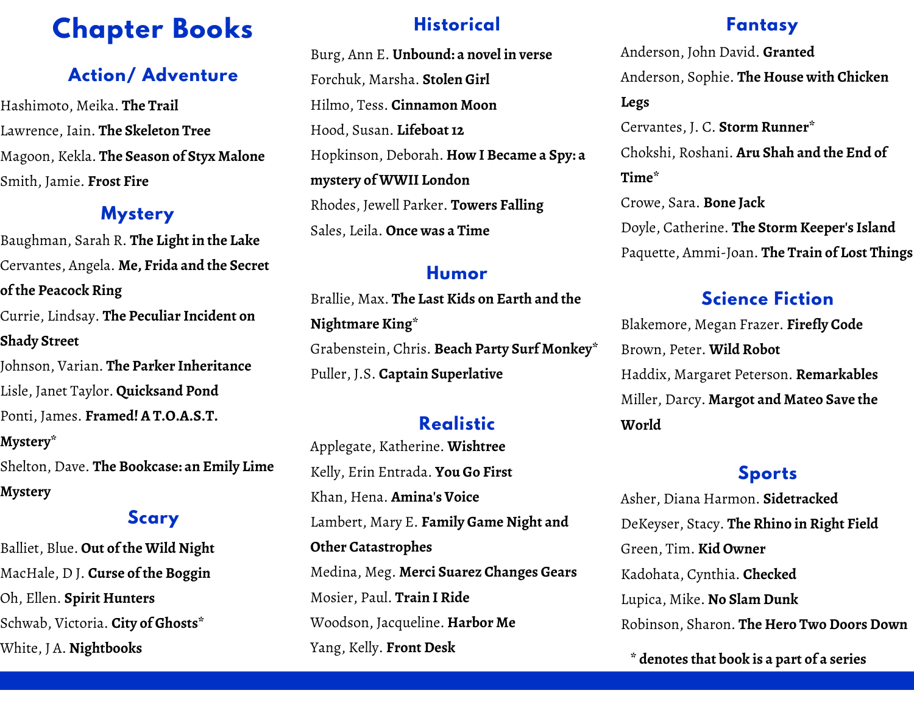# Chapter Books

## Action/ Adventure

Hashimoto, Meika. **The Trail**

Lawrence, Iain. **The Skeleton Tree**

Magoon, Kekla. **The Season of Styx Malone**

Smith, Jamie. **Frost Fire**

## Mystery

Baughman, Sarah R. **The Light in the Lake**

Cervantes, Angela. **Me, Frida and the Secret of the Peacock Ring**

Currie, Lindsay. **The Peculiar Incident on Shady Street**

Johnson, Varian. **The Parker Inheritance**

Lisle, Janet Taylor. **Quicksand Pond**

Ponti, James. **Framed! A T.O.A.S.T. Mystery***

Shelton, Dave. **The Bookcase: an Emily Lime Mystery**

## Scary

Balliet, Blue. **Out of the Wild Night**

MacHale, D J. **Curse of the Boggin**

Oh, Ellen. **Spirit Hunters**

Schwab, Victoria. **City of Ghosts***

White, J A. **Nightbooks**

## Historical

Burg, Ann E. **Unbound: a novel in verse**

Forchuk, Marsha. **Stolen Girl**

Hilmo, Tess. **Cinnamon Moon**

Hood, Susan. **Lifeboat 12**

Hopkinson, Deborah. **How I Became a Spy: a mystery of WWII London**

Rhodes, Jewell Parker. **Towers Falling**

Sales, Leila. **Once was a Time**

## Humor

Brallie, Max. **The Last Kids on Earth and the Nightmare King***

Grabenstein, Chris. **Beach Party Surf Monkey***

Puller, J.S. **Captain Superlative**

## Realistic

Applegate, Katherine. **Wishtree**

Kelly, Erin Entrada. **You Go First**

Khan, Hena. **Amina's Voice**

Lambert, Mary E. **Family Game Night and Other Catastrophes**

Medina, Meg. **Merci Suarez Changes Gears**

Mosier, Paul. **Train I Ride**

Woodson, Jacqueline. **Harbor Me**

Yang, Kelly. **Front Desk**

## Fantasy

Anderson, John David. **Granted**

Anderson, Sophie. **The House with Chicken Legs**

Cervantes, J. C. **Storm Runner***

Chokshi, Roshani. **Aru Shah and the End of Time***

Crowe, Sara. **Bone Jack**

Doyle, Catherine. **The Storm Keeper's Island**

Paquette, Ammi-Joan. **The Train of Lost Things**

## Science Fiction

Blakemore, Megan Frazer. **Firefly Code**

Brown, Peter. **Wild Robot**

Haddix, Margaret Peterson. **Remarkables**

Miller, Darcy. **Margot and Mateo Save the World**

## Sports

Asher, Diana Harmon. **Sidetracked**

DeKeyser, Stacy. **The Rhino in Right Field**

Green, Tim. **Kid Owner**

Kadohata, Cynthia. **Checked**

Lupica, Mike. **No Slam Dunk**

Robinson, Sharon. **The Hero Two Doors Down**

**\* denotes that book is a part of a series**